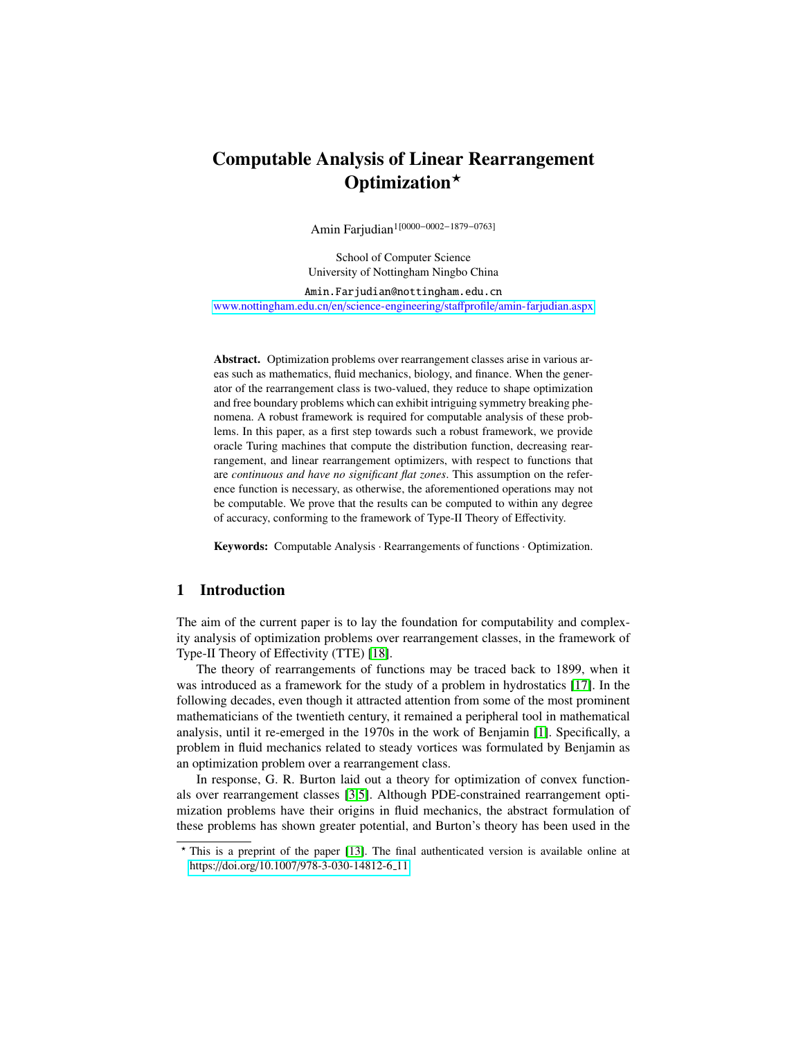# Computable Analysis of Linear Rearrangement Optimization*

Amin Farjudian[1[0000−0002−1879−0763]]

School of Computer Science
University of Nottingham Ningbo China

Amin.Farjudian@nottingham.edu.cn

www.nottingham.edu.cn/en/science-engineering/staffprofile/amin-farjudian.aspx

**Abstract.** Optimization problems over rearrangement classes arise in various areas such as mathematics, fluid mechanics, biology, and finance. When the generator of the rearrangement class is two-valued, they reduce to shape optimization and free boundary problems which can exhibit intriguing symmetry breaking phenomena. A robust framework is required for computable analysis of these problems. In this paper, as a first step towards such a robust framework, we provide oracle Turing machines that compute the distribution function, decreasing rearrangement, and linear rearrangement optimizers, with respect to functions that are *continuous and have no significant flat zones*. This assumption on the reference function is necessary, as otherwise, the aforementioned operations may not be computable. We prove that the results can be computed to within any degree of accuracy, conforming to the framework of Type-II Theory of Effectivity.

**Keywords:** Computable Analysis · Rearrangements of functions · Optimization.

## 1 Introduction

The aim of the current paper is to lay the foundation for computability and complexity analysis of optimization problems over rearrangement classes, in the framework of Type-II Theory of Effectivity (TTE) [18].

The theory of rearrangements of functions may be traced back to 1899, when it was introduced as a framework for the study of a problem in hydrostatics [17]. In the following decades, even though it attracted attention from some of the most prominent mathematicians of the twentieth century, it remained a peripheral tool in mathematical analysis, until it re-emerged in the 1970s in the work of Benjamin [1]. Specifically, a problem in fluid mechanics related to steady vortices was formulated by Benjamin as an optimization problem over a rearrangement class.

In response, G. R. Burton laid out a theory for optimization of convex functionals over rearrangement classes [3,5]. Although PDE-constrained rearrangement optimization problems have their origins in fluid mechanics, the abstract formulation of these problems has shown greater potential, and Burton's theory has been used in the

* This is a preprint of the paper [13]. The final authenticated version is available online at https://doi.org/10.1007/978-3-030-14812-6_11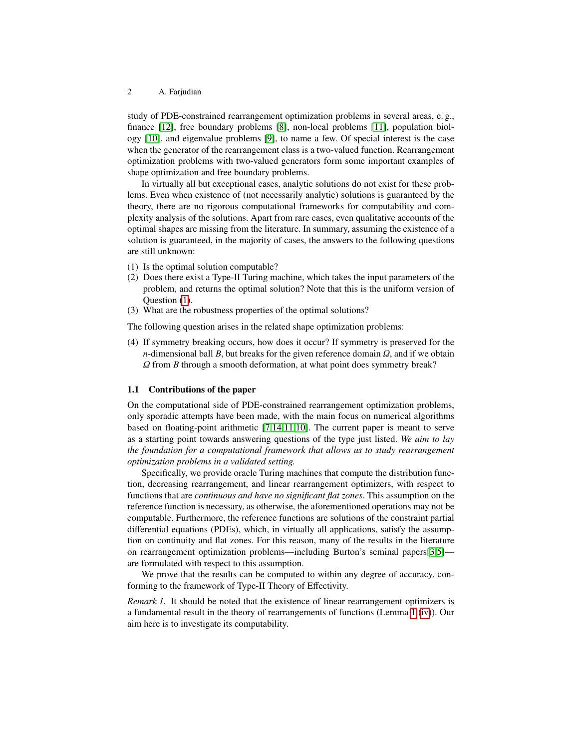study of PDE-constrained rearrangement optimization problems in several areas, e. g., finance [12], free boundary problems [8], non-local problems [11], population biology [10], and eigenvalue problems [9], to name a few. Of special interest is the case when the generator of the rearrangement class is a two-valued function. Rearrangement optimization problems with two-valued generators form some important examples of shape optimization and free boundary problems.

In virtually all but exceptional cases, analytic solutions do not exist for these problems. Even when existence of (not necessarily analytic) solutions is guaranteed by the theory, there are no rigorous computational frameworks for computability and complexity analysis of the solutions. Apart from rare cases, even qualitative accounts of the optimal shapes are missing from the literature. In summary, assuming the existence of a solution is guaranteed, in the majority of cases, the answers to the following questions are still unknown:

(1) Is the optimal solution computable?
(2) Does there exist a Type-II Turing machine, which takes the input parameters of the problem, and returns the optimal solution? Note that this is the uniform version of Question (1).
(3) What are the robustness properties of the optimal solutions?

The following question arises in the related shape optimization problems:

(4) If symmetry breaking occurs, how does it occur? If symmetry is preserved for the $n$-dimensional ball $B$, but breaks for the given reference domain $\Omega$, and if we obtain $\Omega$ from $B$ through a smooth deformation, at what point does symmetry break?

### 1.1 Contributions of the paper

On the computational side of PDE-constrained rearrangement optimization problems, only sporadic attempts have been made, with the main focus on numerical algorithms based on floating-point arithmetic [7,14,11,10]. The current paper is meant to serve as a starting point towards answering questions of the type just listed. *We aim to lay the foundation for a computational framework that allows us to study rearrangement optimization problems in a validated setting.*

Specifically, we provide oracle Turing machines that compute the distribution function, decreasing rearrangement, and linear rearrangement optimizers, with respect to functions that are *continuous and have no significant flat zones*. This assumption on the reference function is necessary, as otherwise, the aforementioned operations may not be computable. Furthermore, the reference functions are solutions of the constraint partial differential equations (PDEs), which, in virtually all applications, satisfy the assumption on continuity and flat zones. For this reason, many of the results in the literature on rearrangement optimization problems—including Burton's seminal papers[3,5]—are formulated with respect to this assumption.

We prove that the results can be computed to within any degree of accuracy, conforming to the framework of Type-II Theory of Effectivity.

*Remark 1.* It should be noted that the existence of linear rearrangement optimizers is a fundamental result in the theory of rearrangements of functions (Lemma 1 (iv)). Our aim here is to investigate its computability.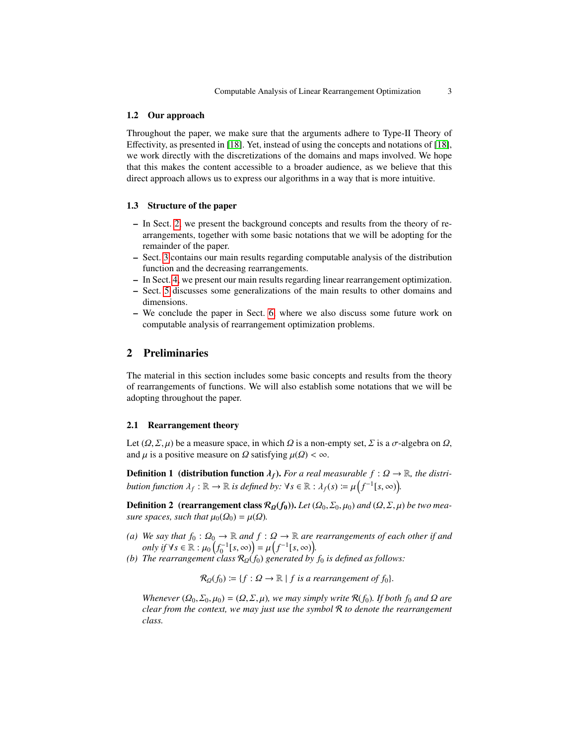### 1.2 Our approach

Throughout the paper, we make sure that the arguments adhere to Type-II Theory of Effectivity, as presented in [18]. Yet, instead of using the concepts and notations of [18], we work directly with the discretizations of the domains and maps involved. We hope that this makes the content accessible to a broader audience, as we believe that this direct approach allows us to express our algorithms in a way that is more intuitive.

### 1.3 Structure of the paper

- In Sect. 2, we present the background concepts and results from the theory of rearrangements, together with some basic notations that we will be adopting for the remainder of the paper.
- Sect. 3 contains our main results regarding computable analysis of the distribution function and the decreasing rearrangements.
- In Sect. 4, we present our main results regarding linear rearrangement optimization.
- Sect. 5 discusses some generalizations of the main results to other domains and dimensions.
- We conclude the paper in Sect. 6, where we also discuss some future work on computable analysis of rearrangement optimization problems.

## 2 Preliminaries

The material in this section includes some basic concepts and results from the theory of rearrangements of functions. We will also establish some notations that we will be adopting throughout the paper.

### 2.1 Rearrangement theory

Let $(\Omega, \Sigma, \mu)$ be a measure space, in which $\Omega$ is a non-empty set, $\Sigma$ is a $\sigma$-algebra on $\Omega$, and $\mu$ is a positive measure on $\Omega$ satisfying $\mu(\Omega) < \infty$.

**Definition 1 (distribution function $\lambda_f$).** *For a real measurable $f : \Omega \to \mathbb{R}$, the distribution function $\lambda_f : \mathbb{R} \to \mathbb{R}$ is defined by: $\forall s \in \mathbb{R} : \lambda_f(s) := \mu\left(f^{-1}[s, \infty)\right)$.*

**Definition 2 (rearrangement class $\mathcal{R}_\Omega(f_0)$).** *Let $(\Omega_0, \Sigma_0, \mu_0)$ and $(\Omega, \Sigma, \mu)$ be two measure spaces, such that $\mu_0(\Omega_0) = \mu(\Omega)$.*

*(a) We say that $f_0 : \Omega_0 \to \mathbb{R}$ and $f : \Omega \to \mathbb{R}$ are rearrangements of each other if and only if $\forall s \in \mathbb{R} : \mu_0\left(f_0^{-1}[s, \infty)\right) = \mu\left(f^{-1}[s, \infty)\right)$.*

*(b) The rearrangement class $\mathcal{R}_\Omega(f_0)$ generated by $f_0$ is defined as follows:*

$$\mathcal{R}_\Omega(f_0) := \{f : \Omega \to \mathbb{R} \mid f \text{ is a rearrangement of } f_0\}.$$

*Whenever $(\Omega_0, \Sigma_0, \mu_0) = (\Omega, \Sigma, \mu)$, we may simply write $\mathcal{R}(f_0)$. If both $f_0$ and $\Omega$ are clear from the context, we may just use the symbol $\mathcal{R}$ to denote the rearrangement class.*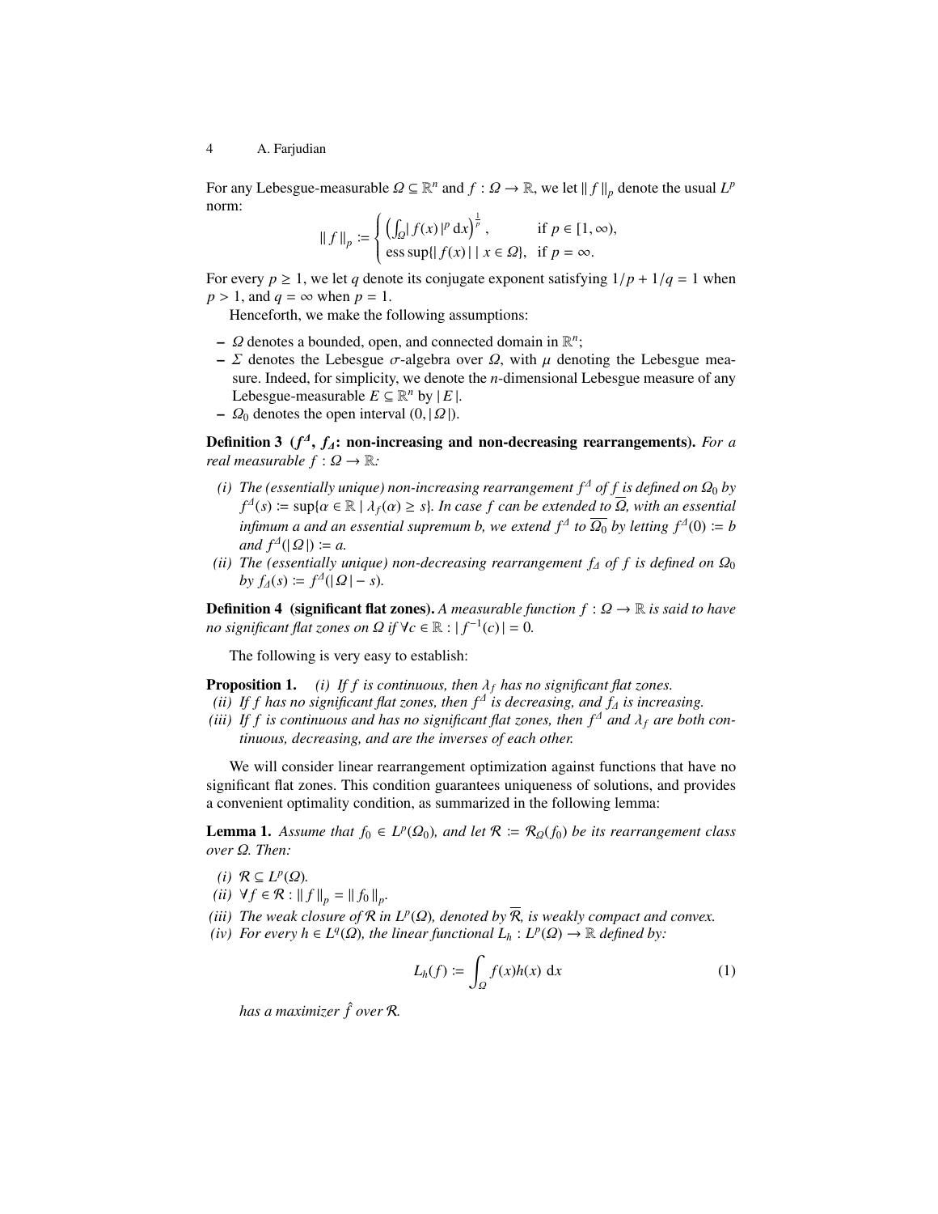For any Lebesgue-measurable $\Omega \subseteq \mathbb{R}^n$ and $f : \Omega \to \mathbb{R}$, we let $\| f \|_p$ denote the usual $L^p$ norm:

$$\| f \|_p \coloneqq \begin{cases} \left( \int_\Omega | f(x) |^p \, \mathrm{d}x \right)^{\frac{1}{p}}, & \text{if } p \in [1, \infty), \\ \operatorname{ess\,sup}\{| f(x) | \mid x \in \Omega\}, & \text{if } p = \infty. \end{cases}$$

For every $p \geq 1$, we let $q$ denote its conjugate exponent satisfying $1/p + 1/q = 1$ when $p > 1$, and $q = \infty$ when $p = 1$.

Henceforth, we make the following assumptions:

- $\Omega$ denotes a bounded, open, and connected domain in $\mathbb{R}^n$;
- $\Sigma$ denotes the Lebesgue $\sigma$-algebra over $\Omega$, with $\mu$ denoting the Lebesgue measure. Indeed, for simplicity, we denote the $n$-dimensional Lebesgue measure of any Lebesgue-measurable $E \subseteq \mathbb{R}^n$ by $| E |$.
- $\Omega_0$ denotes the open interval $(0, | \Omega |)$.

**Definition 3 ($f^\Delta$, $f_\Delta$: non-increasing and non-decreasing rearrangements).** *For a real measurable $f : \Omega \to \mathbb{R}$:*

*(i) The (essentially unique) non-increasing rearrangement $f^\Delta$ of $f$ is defined on $\Omega_0$ by $f^\Delta(s) \coloneqq \sup\{\alpha \in \mathbb{R} \mid \lambda_f(\alpha) \geq s\}$. In case $f$ can be extended to $\overline{\Omega}$, with an essential infimum $a$ and an essential supremum $b$, we extend $f^\Delta$ to $\overline{\Omega_0}$ by letting $f^\Delta(0) \coloneqq b$ and $f^\Delta(| \Omega |) \coloneqq a$.*

*(ii) The (essentially unique) non-decreasing rearrangement $f_\Delta$ of $f$ is defined on $\Omega_0$ by $f_\Delta(s) \coloneqq f^\Delta(| \Omega | - s)$.*

**Definition 4 (significant flat zones).** *A measurable function $f : \Omega \to \mathbb{R}$ is said to have no significant flat zones on $\Omega$ if $\forall c \in \mathbb{R} : | f^{-1}(c) | = 0$.*

The following is very easy to establish:

**Proposition 1.** *(i) If $f$ is continuous, then $\lambda_f$ has no significant flat zones.*
*(ii) If $f$ has no significant flat zones, then $f^\Delta$ is decreasing, and $f_\Delta$ is increasing.*
*(iii) If $f$ is continuous and has no significant flat zones, then $f^\Delta$ and $\lambda_f$ are both continuous, decreasing, and are the inverses of each other.*

We will consider linear rearrangement optimization against functions that have no significant flat zones. This condition guarantees uniqueness of solutions, and provides a convenient optimality condition, as summarized in the following lemma:

**Lemma 1.** *Assume that $f_0 \in L^p(\Omega_0)$, and let $\mathcal{R} \coloneqq \mathcal{R}_\Omega(f_0)$ be its rearrangement class over $\Omega$. Then:*

*(i) $\mathcal{R} \subseteq L^p(\Omega)$.*
*(ii) $\forall f \in \mathcal{R} : \| f \|_p = \| f_0 \|_p$.*
*(iii) The weak closure of $\mathcal{R}$ in $L^p(\Omega)$, denoted by $\overline{\mathcal{R}}$, is weakly compact and convex.*
*(iv) For every $h \in L^q(\Omega)$, the linear functional $L_h : L^p(\Omega) \to \mathbb{R}$ defined by:*

$$L_h(f) \coloneqq \int_\Omega f(x)h(x) \, \mathrm{d}x \tag{1}$$

*has a maximizer $\hat{f}$ over $\mathcal{R}$.*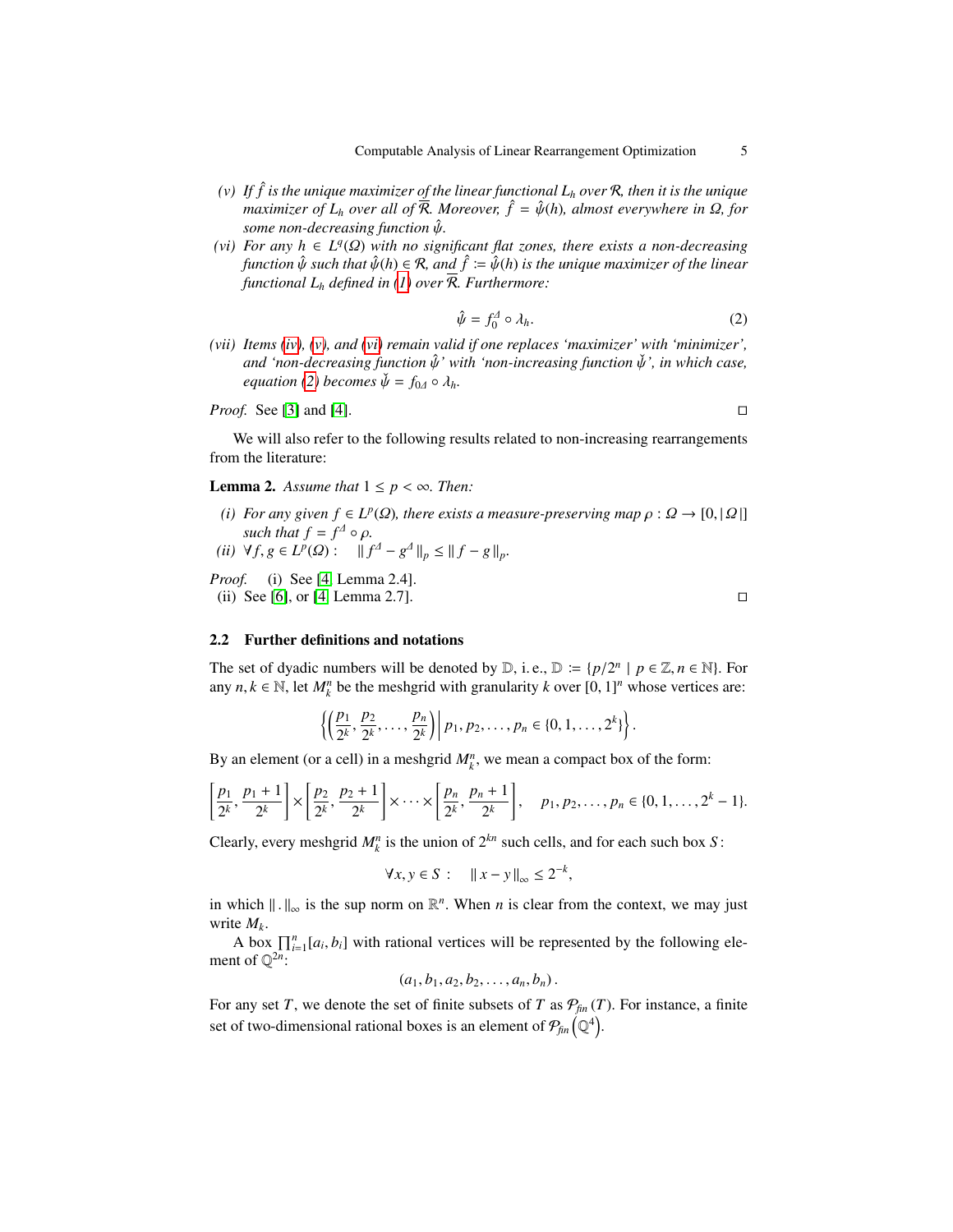*(v)* *If $\hat{f}$ is the unique maximizer of the linear functional $L_h$ over $\mathcal{R}$, then it is the unique maximizer of $L_h$ over all of $\overline{\mathcal{R}}$. Moreover, $\hat{f} = \hat{\psi}(h)$, almost everywhere in $\Omega$, for some non-decreasing function $\hat{\psi}$.*

*(vi)* *For any $h \in L^q(\Omega)$ with no significant flat zones, there exists a non-decreasing function $\hat{\psi}$ such that $\hat{\psi}(h) \in \mathcal{R}$, and $\hat{f} := \hat{\psi}(h)$ is the unique maximizer of the linear functional $L_h$ defined in (1) over $\overline{\mathcal{R}}$. Furthermore:*

$$\hat{\psi} = f_0^{\Delta} \circ \lambda_h. \tag{2}$$

*(vii)* *Items (iv), (v), and (vi) remain valid if one replaces 'maximizer' with 'minimizer', and 'non-decreasing function $\hat{\psi}$' with 'non-increasing function $\check{\psi}$', in which case, equation (2) becomes $\check{\psi} = f_{0\Delta} \circ \lambda_h$.*

*Proof.* See [3] and [4]. □

We will also refer to the following results related to non-increasing rearrangements from the literature:

**Lemma 2.** *Assume that $1 \leq p < \infty$. Then:*

*(i)* *For any given $f \in L^p(\Omega)$, there exists a measure-preserving map $\rho : \Omega \to [0, |\Omega|]$ such that $f = f^{\Delta} \circ \rho$.*

*(ii)* $\forall f, g \in L^p(\Omega) : \quad \| f^{\Delta} - g^{\Delta} \|_p \leq \| f - g \|_p$.

*Proof.* (i) See [4, Lemma 2.4].
(ii) See [6], or [4, Lemma 2.7]. □

### 2.2 Further definitions and notations

The set of dyadic numbers will be denoted by $\mathbb{D}$, i. e., $\mathbb{D} := \{p/2^n \mid p \in \mathbb{Z}, n \in \mathbb{N}\}$. For any $n, k \in \mathbb{N}$, let $M_k^n$ be the meshgrid with granularity $k$ over $[0,1]^n$ whose vertices are:

$$\left\{ \left( \frac{p_1}{2^k}, \frac{p_2}{2^k}, \ldots, \frac{p_n}{2^k} \right) \middle| \, p_1, p_2, \ldots, p_n \in \{0, 1, \ldots, 2^k\} \right\}.$$

By an element (or a cell) in a meshgrid $M_k^n$, we mean a compact box of the form:

$$\left[ \frac{p_1}{2^k}, \frac{p_1+1}{2^k} \right] \times \left[ \frac{p_2}{2^k}, \frac{p_2+1}{2^k} \right] \times \cdots \times \left[ \frac{p_n}{2^k}, \frac{p_n+1}{2^k} \right], \quad p_1, p_2, \ldots, p_n \in \{0, 1, \ldots, 2^k - 1\}.$$

Clearly, every meshgrid $M_k^n$ is the union of $2^{kn}$ such cells, and for each such box $S$:

$$\forall x, y \in S : \quad \| x - y \|_\infty \leq 2^{-k},$$

in which $\| . \|_\infty$ is the sup norm on $\mathbb{R}^n$. When $n$ is clear from the context, we may just write $M_k$.

A box $\prod_{i=1}^n [a_i, b_i]$ with rational vertices will be represented by the following element of $\mathbb{Q}^{2n}$:

$$(a_1, b_1, a_2, b_2, \ldots, a_n, b_n).$$

For any set $T$, we denote the set of finite subsets of $T$ as $\mathcal{P}_{fin}(T)$. For instance, a finite set of two-dimensional rational boxes is an element of $\mathcal{P}_{fin}\left(\mathbb{Q}^4\right)$.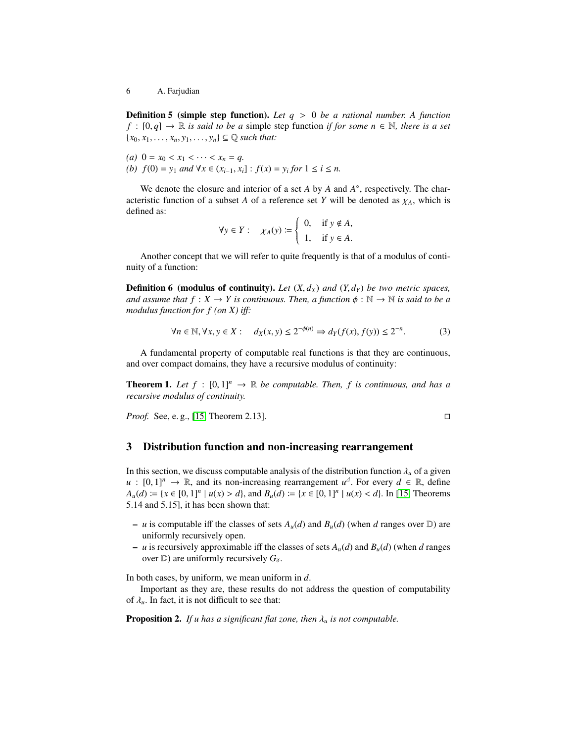**Definition 5 (simple step function).** *Let $q > 0$ be a rational number. A function $f : [0, q] \to \mathbb{R}$ is said to be a* simple step function *if for some $n \in \mathbb{N}$, there is a set $\{x_0, x_1, \ldots, x_n, y_1, \ldots, y_n\} \subseteq \mathbb{Q}$ such that:*

*(a)* $0 = x_0 < x_1 < \cdots < x_n = q$.
*(b)* $f(0) = y_1$ *and* $\forall x \in (x_{i-1}, x_i] : f(x) = y_i$ *for* $1 \leq i \leq n$.

We denote the closure and interior of a set $A$ by $\overline{A}$ and $A^\circ$, respectively. The characteristic function of a subset $A$ of a reference set $Y$ will be denoted as $\chi_A$, which is defined as:

$$\forall y \in Y : \quad \chi_A(y) := \begin{cases} 0, & \text{if } y \notin A, \\ 1, & \text{if } y \in A. \end{cases}$$

Another concept that we will refer to quite frequently is that of a modulus of continuity of a function:

**Definition 6 (modulus of continuity).** *Let $(X, d_X)$ and $(Y, d_Y)$ be two metric spaces, and assume that $f : X \to Y$ is continuous. Then, a function $\phi : \mathbb{N} \to \mathbb{N}$ is said to be a modulus function for $f$ (on $X$) iff:*

$$\forall n \in \mathbb{N}, \forall x, y \in X : \quad d_X(x, y) \leq 2^{-\phi(n)} \Rightarrow d_Y(f(x), f(y)) \leq 2^{-n}. \tag{3}$$

A fundamental property of computable real functions is that they are continuous, and over compact domains, they have a recursive modulus of continuity:

**Theorem 1.** *Let $f : [0, 1]^n \to \mathbb{R}$ be computable. Then, $f$ is continuous, and has a recursive modulus of continuity.*

*Proof.* See, e. g., [15, Theorem 2.13]. □

## 3 Distribution function and non-increasing rearrangement

In this section, we discuss computable analysis of the distribution function $\lambda_u$ of a given $u : [0, 1]^n \to \mathbb{R}$, and its non-increasing rearrangement $u^\Delta$. For every $d \in \mathbb{R}$, define $A_u(d) := \{x \in [0, 1]^n \mid u(x) > d\}$, and $B_u(d) := \{x \in [0, 1]^n \mid u(x) < d\}$. In [15, Theorems 5.14 and 5.15], it has been shown that:

- $u$ is computable iff the classes of sets $A_u(d)$ and $B_u(d)$ (when $d$ ranges over $\mathbb{D}$) are uniformly recursively open.
- $u$ is recursively approximable iff the classes of sets $A_u(d)$ and $B_u(d)$ (when $d$ ranges over $\mathbb{D}$) are uniformly recursively $G_\delta$.

In both cases, by uniform, we mean uniform in $d$.

Important as they are, these results do not address the question of computability of $\lambda_u$. In fact, it is not difficult to see that:

**Proposition 2.** *If $u$ has a significant flat zone, then $\lambda_u$ is not computable.*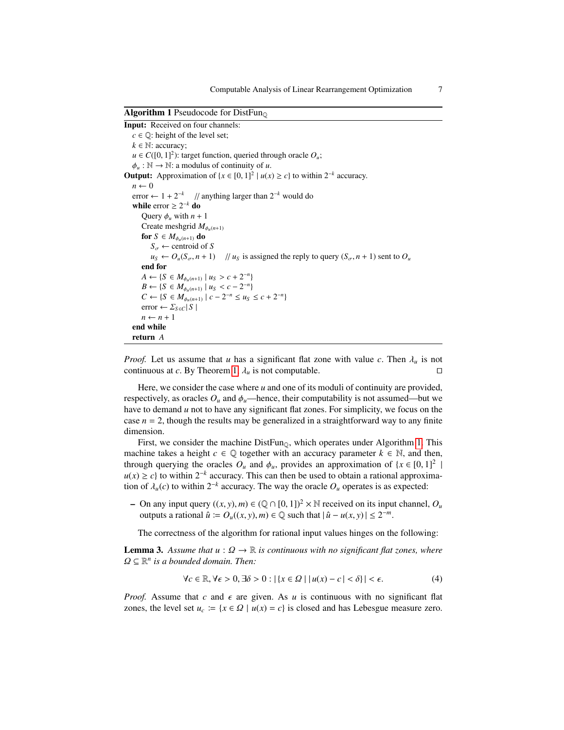**Algorithm 1** Pseudocode for $\text{DistFun}_{\mathbb{Q}}$

```
Input: Received on four channels:
  c ∈ ℚ: height of the level set;
  k ∈ ℕ: accuracy;
  u ∈ C([0,1]^2): target function, queried through oracle O_u;
  φ_u : ℕ → ℕ: a modulus of continuity of u.
Output: Approximation of {x ∈ [0,1]^2 | u(x) ≥ c} to within 2^{-k} accuracy.
  n ← 0
  error ← 1 + 2^{-k}    // anything larger than 2^{-k} would do
  while error ≥ 2^{-k} do
    Query φ_u with n + 1
    Create meshgrid M_{φ_u(n+1)}
    for S ∈ M_{φ_u(n+1)} do
      S_σ ← centroid of S
      u_S ← O_u(S_σ, n + 1)    // u_S is assigned the reply to query (S_σ, n + 1) sent to O_u
    end for
    A ← {S ∈ M_{φ_u(n+1)} | u_S > c + 2^{-n}}
    B ← {S ∈ M_{φ_u(n+1)} | u_S < c − 2^{-n}}
    C ← {S ∈ M_{φ_u(n+1)} | c − 2^{-n} ≤ u_S ≤ c + 2^{-n}}
    error ← Σ_{S∈C} |S|
    n ← n + 1
  end while
  return A
```

*Proof.* Let us assume that $u$ has a significant flat zone with value $c$. Then $\lambda_u$ is not continuous at $c$. By Theorem 1, $\lambda_u$ is not computable. □

Here, we consider the case where $u$ and one of its moduli of continuity are provided, respectively, as oracles $O_u$ and $\phi_u$—hence, their computability is not assumed—but we have to demand $u$ not to have any significant flat zones. For simplicity, we focus on the case $n = 2$, though the results may be generalized in a straightforward way to any finite dimension.

First, we consider the machine $\text{DistFun}_{\mathbb{Q}}$, which operates under Algorithm 1. This machine takes a height $c \in \mathbb{Q}$ together with an accuracy parameter $k \in \mathbb{N}$, and then, through querying the oracles $O_u$ and $\phi_u$, provides an approximation of $\{x \in [0,1]^2 \mid u(x) \geq c\}$ to within $2^{-k}$ accuracy. This can then be used to obtain a rational approximation of $\lambda_u(c)$ to within $2^{-k}$ accuracy. The way the oracle $O_u$ operates is as expected:

– On any input query $((x,y),m) \in (\mathbb{Q} \cap [0,1])^2 \times \mathbb{N}$ received on its input channel, $O_u$ outputs a rational $\hat{u} := O_u((x,y),m) \in \mathbb{Q}$ such that $|\hat{u} - u(x,y)| \leq 2^{-m}$.

The correctness of the algorithm for rational input values hinges on the following:

**Lemma 3.** *Assume that $u : \Omega \to \mathbb{R}$ is continuous with no significant flat zones, where $\Omega \subseteq \mathbb{R}^n$ is a bounded domain. Then:*

$$\forall c \in \mathbb{R}, \forall \epsilon > 0, \exists \delta > 0 : |\{x \in \Omega \mid |u(x) - c| < \delta\}| < \epsilon. \tag{4}$$

*Proof.* Assume that $c$ and $\epsilon$ are given. As $u$ is continuous with no significant flat zones, the level set $u_c := \{x \in \Omega \mid u(x) = c\}$ is closed and has Lebesgue measure zero.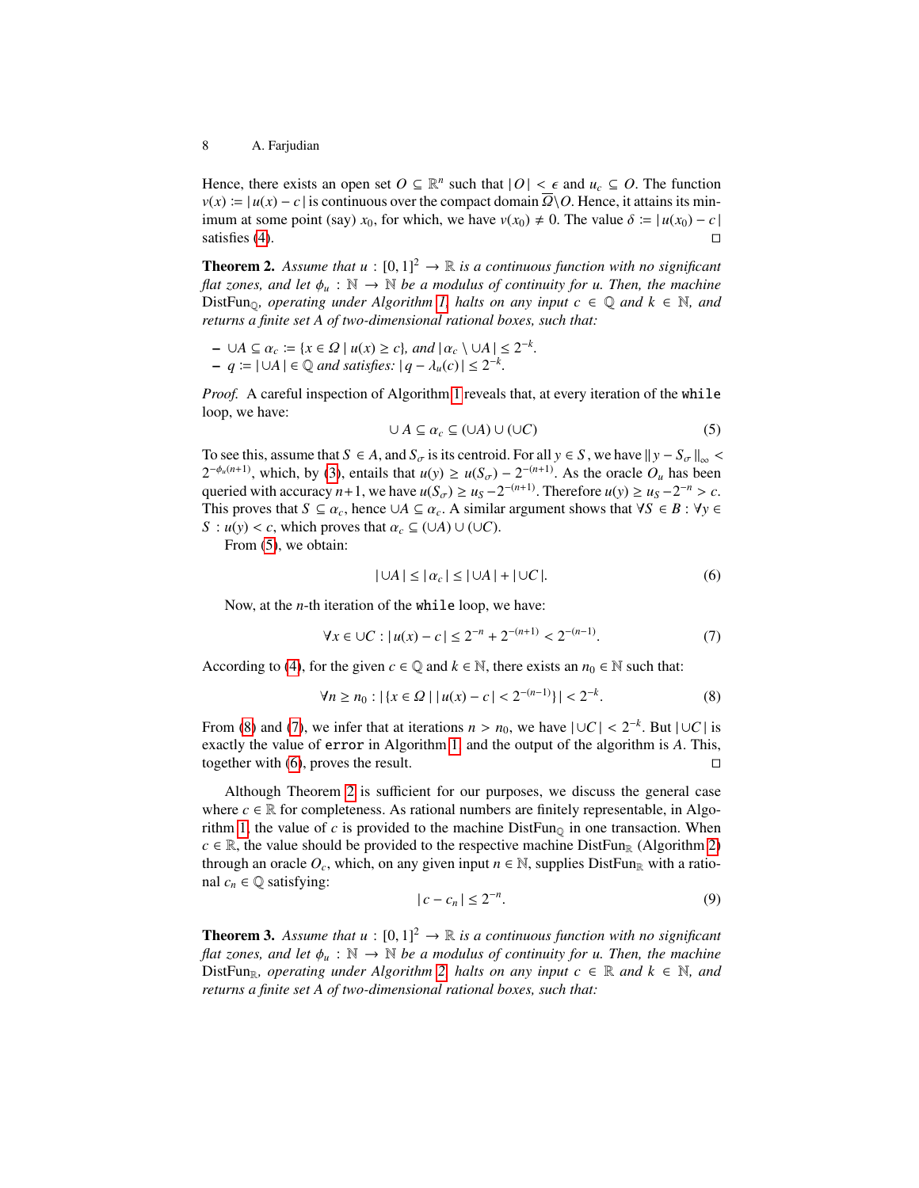Hence, there exists an open set $O \subseteq \mathbb{R}^n$ such that $|O| < \epsilon$ and $u_c \subseteq O$. The function $v(x) := |u(x) - c|$ is continuous over the compact domain $\overline{\Omega} \setminus O$. Hence, it attains its minimum at some point (say) $x_0$, for which, we have $v(x_0) \neq 0$. The value $\delta := |u(x_0) - c|$ satisfies (4). ◻

**Theorem 2.** *Assume that $u : [0,1]^2 \to \mathbb{R}$ is a continuous function with no significant flat zones, and let $\phi_u : \mathbb{N} \to \mathbb{N}$ be a modulus of continuity for $u$. Then, the machine* $\text{DistFun}_{\mathbb{Q}}$*, operating under Algorithm 1, halts on any input $c \in \mathbb{Q}$ and $k \in \mathbb{N}$, and returns a finite set $A$ of two-dimensional rational boxes, such that:*

- $\cup A \subseteq \alpha_c := \{x \in \Omega \mid u(x) \geq c\}$, *and* $|\alpha_c \setminus \cup A| \leq 2^{-k}$.
- $q := |\cup A| \in \mathbb{Q}$ *and satisfies:* $|q - \lambda_u(c)| \leq 2^{-k}$.

*Proof.* A careful inspection of Algorithm 1 reveals that, at every iteration of the `while` loop, we have:

$$\cup A \subseteq \alpha_c \subseteq (\cup A) \cup (\cup C) \tag{5}$$

To see this, assume that $S \in A$, and $S_\sigma$ is its centroid. For all $y \in S$, we have $\| y - S_\sigma \|_\infty < 2^{-\phi_u(n+1)}$, which, by (3), entails that $u(y) \geq u(S_\sigma) - 2^{-(n+1)}$. As the oracle $O_u$ has been queried with accuracy $n+1$, we have $u(S_\sigma) \geq u_S - 2^{-(n+1)}$. Therefore $u(y) \geq u_S - 2^{-n} > c$. This proves that $S \subseteq \alpha_c$, hence $\cup A \subseteq \alpha_c$. A similar argument shows that $\forall S \in B : \forall y \in S : u(y) < c$, which proves that $\alpha_c \subseteq (\cup A) \cup (\cup C)$.

From (5), we obtain:

$$|\cup A| \leq |\alpha_c| \leq |\cup A| + |\cup C|. \tag{6}$$

Now, at the $n$-th iteration of the `while` loop, we have:

$$\forall x \in \cup C : |u(x) - c| \leq 2^{-n} + 2^{-(n+1)} < 2^{-(n-1)}. \tag{7}$$

According to (4), for the given $c \in \mathbb{Q}$ and $k \in \mathbb{N}$, there exists an $n_0 \in \mathbb{N}$ such that:

$$\forall n \geq n_0 : |\{x \in \Omega \mid |u(x) - c| < 2^{-(n-1)}\}| < 2^{-k}. \tag{8}$$

From (8) and (7), we infer that at iterations $n > n_0$, we have $|\cup C| < 2^{-k}$. But $|\cup C|$ is exactly the value of `error` in Algorithm 1, and the output of the algorithm is $A$. This, together with (6), proves the result. ◻

Although Theorem 2 is sufficient for our purposes, we discuss the general case where $c \in \mathbb{R}$ for completeness. As rational numbers are finitely representable, in Algorithm 1, the value of $c$ is provided to the machine $\text{DistFun}_{\mathbb{Q}}$ in one transaction. When $c \in \mathbb{R}$, the value should be provided to the respective machine $\text{DistFun}_{\mathbb{R}}$ (Algorithm 2) through an oracle $O_c$, which, on any given input $n \in \mathbb{N}$, supplies $\text{DistFun}_{\mathbb{R}}$ with a rational $c_n \in \mathbb{Q}$ satisfying:

$$|c - c_n| \leq 2^{-n}. \tag{9}$$

**Theorem 3.** *Assume that $u : [0,1]^2 \to \mathbb{R}$ is a continuous function with no significant flat zones, and let $\phi_u : \mathbb{N} \to \mathbb{N}$ be a modulus of continuity for $u$. Then, the machine* $\text{DistFun}_{\mathbb{R}}$*, operating under Algorithm 2, halts on any input $c \in \mathbb{R}$ and $k \in \mathbb{N}$, and returns a finite set $A$ of two-dimensional rational boxes, such that:*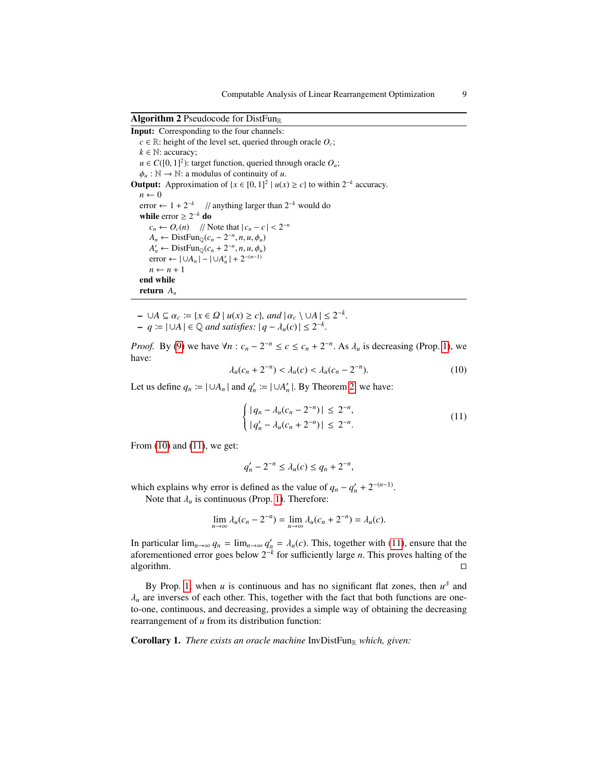**Algorithm 2** Pseudocode for $\text{DistFun}_{\mathbb{R}}$

```
Input: Corresponding to the four channels:
  c ∈ ℝ: height of the level set, queried through oracle O_c;
  k ∈ ℕ: accuracy;
  u ∈ C([0,1]^2): target function, queried through oracle O_u;
  φ_u : ℕ → ℕ: a modulus of continuity of u.
Output: Approximation of {x ∈ [0,1]^2 | u(x) ≥ c} to within 2^{-k} accuracy.
  n ← 0
  error ← 1 + 2^{-k}    // anything larger than 2^{-k} would do
  while error ≥ 2^{-k} do
    c_n ← O_c(n)    // Note that |c_n − c| < 2^{-n}
    A_n ← DistFun_ℚ(c_n − 2^{-n}, n, u, φ_u)
    A'_n ← DistFun_ℚ(c_n + 2^{-n}, n, u, φ_u)
    error ← |∪A_n| − |∪A'_n| + 2^{-(n-1)}
    n ← n + 1
  end while
  return A_n
```

- $\cup A \subseteq \alpha_c := \{x \in \Omega \mid u(x) \geq c\}$, *and* $|\alpha_c \setminus \cup A| \leq 2^{-k}$.
- $q := |\cup A| \in \mathbb{Q}$ *and satisfies:* $|q - \lambda_u(c)| \leq 2^{-k}$.

*Proof.* By (9) we have $\forall n : c_n - 2^{-n} \leq c \leq c_n + 2^{-n}$. As $\lambda_u$ is decreasing (Prop. 1), we have:

$$\lambda_u(c_n + 2^{-n}) < \lambda_u(c) < \lambda_u(c_n - 2^{-n}). \tag{10}$$

Let us define $q_n := |\cup A_n|$ and $q'_n := |\cup A'_n|$. By Theorem 2, we have:

$$\begin{cases} |q_n - \lambda_u(c_n - 2^{-n})| \leq 2^{-n}, \\ |q'_n - \lambda_u(c_n + 2^{-n})| \leq 2^{-n}. \end{cases} \tag{11}$$

From (10) and (11), we get:

$$q'_n - 2^{-n} \leq \lambda_u(c) \leq q_n + 2^{-n},$$

which explains why error is defined as the value of $q_n - q'_n + 2^{-(n-1)}$.

Note that $\lambda_u$ is continuous (Prop. 1). Therefore:

$$\lim_{n\to\infty} \lambda_u(c_n - 2^{-n}) = \lim_{n\to\infty} \lambda_u(c_n + 2^{-n}) = \lambda_u(c).$$

In particular $\lim_{n\to\infty} q_n = \lim_{n\to\infty} q'_n = \lambda_u(c)$. This, together with (11), ensure that the aforementioned error goes below $2^{-k}$ for sufficiently large $n$. This proves halting of the algorithm. □

By Prop. 1, when $u$ is continuous and has no significant flat zones, then $u^\Delta$ and $\lambda_u$ are inverses of each other. This, together with the fact that both functions are one-to-one, continuous, and decreasing, provides a simple way of obtaining the decreasing rearrangement of $u$ from its distribution function:

**Corollary 1.** *There exists an oracle machine* $\text{InvDistFun}_{\mathbb{R}}$ *which, given:*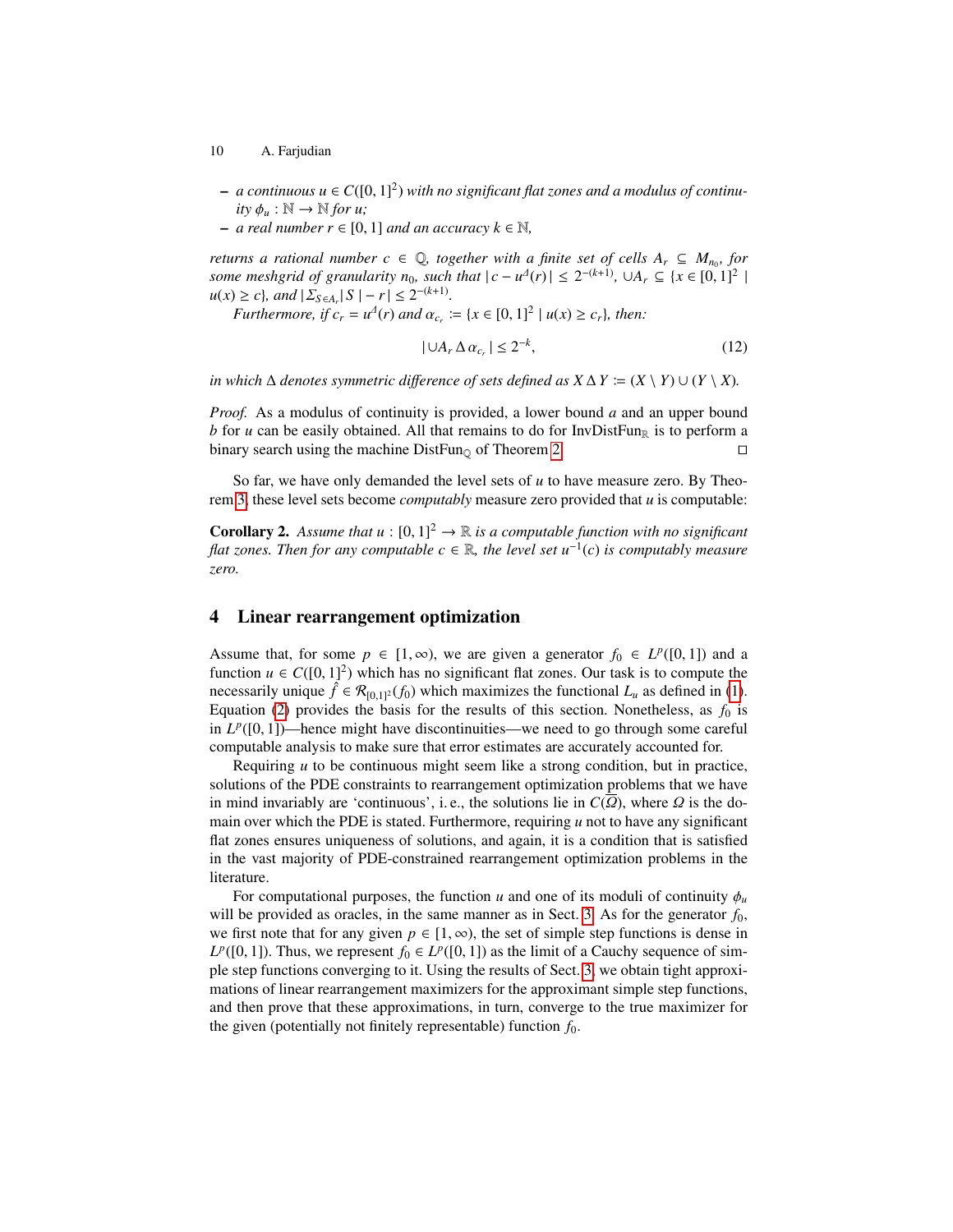- *a continuous $u \in C([0,1]^2)$ with no significant flat zones and a modulus of continuity $\phi_u : \mathbb{N} \to \mathbb{N}$ for $u$;*
- *a real number $r \in [0,1]$ and an accuracy $k \in \mathbb{N}$,*

*returns a rational number $c \in \mathbb{Q}$, together with a finite set of cells $A_r \subseteq M_{n_0}$, for some meshgrid of granularity $n_0$, such that $|c - u^\Delta(r)| \leq 2^{-(k+1)}$, $\cup A_r \subseteq \{x \in [0,1]^2 \mid u(x) \geq c\}$, and $|\Sigma_{S \in A_r} |S| - r| \leq 2^{-(k+1)}$.*

*Furthermore, if $c_r = u^\Delta(r)$ and $\alpha_{c_r} := \{x \in [0,1]^2 \mid u(x) \geq c_r\}$, then:*

$$|\cup A_r \,\Delta\, \alpha_{c_r}| \leq 2^{-k}, \tag{12}$$

*in which $\Delta$ denotes symmetric difference of sets defined as $X \,\Delta\, Y := (X \setminus Y) \cup (Y \setminus X)$.*

*Proof.* As a modulus of continuity is provided, a lower bound $a$ and an upper bound $b$ for $u$ can be easily obtained. All that remains to do for $\mathrm{InvDistFun}_{\mathbb{R}}$ is to perform a binary search using the machine $\mathrm{DistFun}_{\mathbb{Q}}$ of Theorem 2. □

So far, we have only demanded the level sets of $u$ to have measure zero. By Theorem 3, these level sets become *computably* measure zero provided that $u$ is computable:

**Corollary 2.** *Assume that $u : [0,1]^2 \to \mathbb{R}$ is a computable function with no significant flat zones. Then for any computable $c \in \mathbb{R}$, the level set $u^{-1}(c)$ is computably measure zero.*

## 4 Linear rearrangement optimization

Assume that, for some $p \in [1,\infty)$, we are given a generator $f_0 \in L^p([0,1])$ and a function $u \in C([0,1]^2)$ which has no significant flat zones. Our task is to compute the necessarily unique $\hat{f} \in \mathcal{R}_{[0,1]^2}(f_0)$ which maximizes the functional $L_u$ as defined in (1). Equation (2) provides the basis for the results of this section. Nonetheless, as $f_0$ is in $L^p([0,1])$—hence might have discontinuities—we need to go through some careful computable analysis to make sure that error estimates are accurately accounted for.

Requiring $u$ to be continuous might seem like a strong condition, but in practice, solutions of the PDE constraints to rearrangement optimization problems that we have in mind invariably are 'continuous', i. e., the solutions lie in $C(\overline{\Omega})$, where $\Omega$ is the domain over which the PDE is stated. Furthermore, requiring $u$ not to have any significant flat zones ensures uniqueness of solutions, and again, it is a condition that is satisfied in the vast majority of PDE-constrained rearrangement optimization problems in the literature.

For computational purposes, the function $u$ and one of its moduli of continuity $\phi_u$ will be provided as oracles, in the same manner as in Sect. 3. As for the generator $f_0$, we first note that for any given $p \in [1,\infty)$, the set of simple step functions is dense in $L^p([0,1])$. Thus, we represent $f_0 \in L^p([0,1])$ as the limit of a Cauchy sequence of simple step functions converging to it. Using the results of Sect. 3, we obtain tight approximations of linear rearrangement maximizers for the approximant simple step functions, and then prove that these approximations, in turn, converge to the true maximizer for the given (potentially not finitely representable) function $f_0$.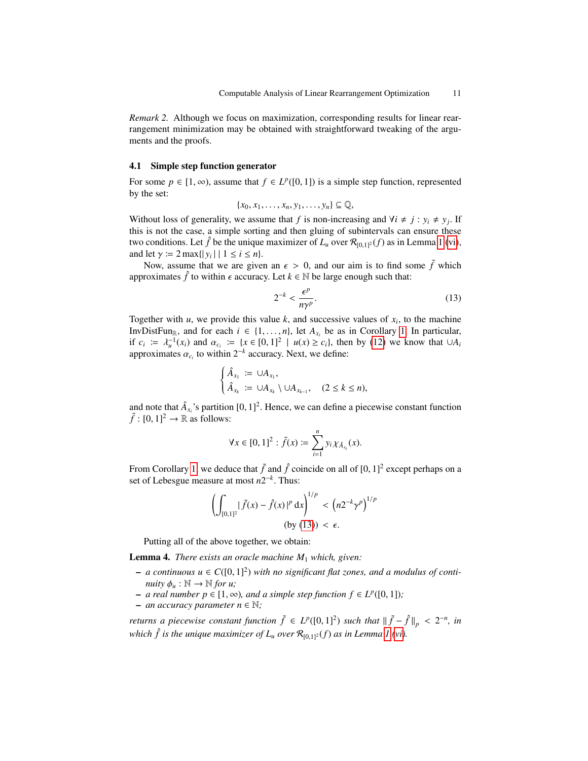*Remark 2.* Although we focus on maximization, corresponding results for linear rearrangement minimization may be obtained with straightforward tweaking of the arguments and the proofs.

### 4.1 Simple step function generator

For some $p \in [1, \infty)$, assume that $f \in L^p([0,1])$ is a simple step function, represented by the set:

$$\{x_0, x_1, \ldots, x_n, y_1, \ldots, y_n\} \subseteq \mathbb{Q},$$

Without loss of generality, we assume that $f$ is non-increasing and $\forall i \neq j : y_i \neq y_j$. If this is not the case, a simple sorting and then gluing of subintervals can ensure these two conditions. Let $\hat{f}$ be the unique maximizer of $L_u$ over $\mathcal{R}_{[0,1]^2}(f)$ as in Lemma 1 (vi), and let $\gamma := 2 \max\{|y_i| \mid 1 \leq i \leq n\}$.

Now, assume that we are given an $\epsilon > 0$, and our aim is to find some $\tilde{f}$ which approximates $\hat{f}$ to within $\epsilon$ accuracy. Let $k \in \mathbb{N}$ be large enough such that:

$$2^{-k} < \frac{\epsilon^p}{n\gamma^p}. \tag{13}$$

Together with $u$, we provide this value $k$, and successive values of $x_i$, to the machine $\mathrm{InvDistFun}_{\mathbb{R}}$, and for each $i \in \{1, \ldots, n\}$, let $A_{x_i}$ be as in Corollary 1. In particular, if $c_i := \lambda_u^{-1}(x_i)$ and $\alpha_{c_i} := \{x \in [0,1]^2 \mid u(x) \geq c_i\}$, then by (12) we know that $\cup A_i$ approximates $\alpha_{c_i}$ to within $2^{-k}$ accuracy. Next, we define:

$$\begin{cases} \hat{A}_{x_1} := \cup A_{x_1}, \\ \hat{A}_{x_k} := \cup A_{x_k} \setminus \cup A_{x_{k-1}}, \quad (2 \leq k \leq n), \end{cases}$$

and note that $\hat{A}_{x_i}$'s partition $[0,1]^2$. Hence, we can define a piecewise constant function $\tilde{f} : [0,1]^2 \to \mathbb{R}$ as follows:

$$\forall x \in [0,1]^2 : \tilde{f}(x) := \sum_{i=1}^{n} y_i \chi_{\hat{A}_{x_i}}(x).$$

From Corollary 1, we deduce that $\tilde{f}$ and $\hat{f}$ coincide on all of $[0,1]^2$ except perhaps on a set of Lebesgue measure at most $n2^{-k}$. Thus:

$$\left( \int_{[0,1]^2} |\tilde{f}(x) - \hat{f}(x)|^p \,\mathrm{d}x \right)^{1/p} < \left( n2^{-k}\gamma^p \right)^{1/p}$$
$$(\text{by (13)}) < \epsilon.$$

Putting all of the above together, we obtain:

**Lemma 4.** *There exists an oracle machine $M_1$ which, given:*

- *a continuous $u \in C([0,1]^2)$ with no significant flat zones, and a modulus of continuity $\phi_u : \mathbb{N} \to \mathbb{N}$ for $u$;*
- *a real number $p \in [1, \infty)$, and a simple step function $f \in L^p([0,1])$;*
- *an accuracy parameter $n \in \mathbb{N}$;*

*returns a piecewise constant function $\tilde{f} \in L^p([0,1]^2)$ such that $\|\tilde{f} - \hat{f}\|_p < 2^{-n}$, in which $\hat{f}$ is the unique maximizer of $L_u$ over $\mathcal{R}_{[0,1]^2}(f)$ as in Lemma 1 (vi).*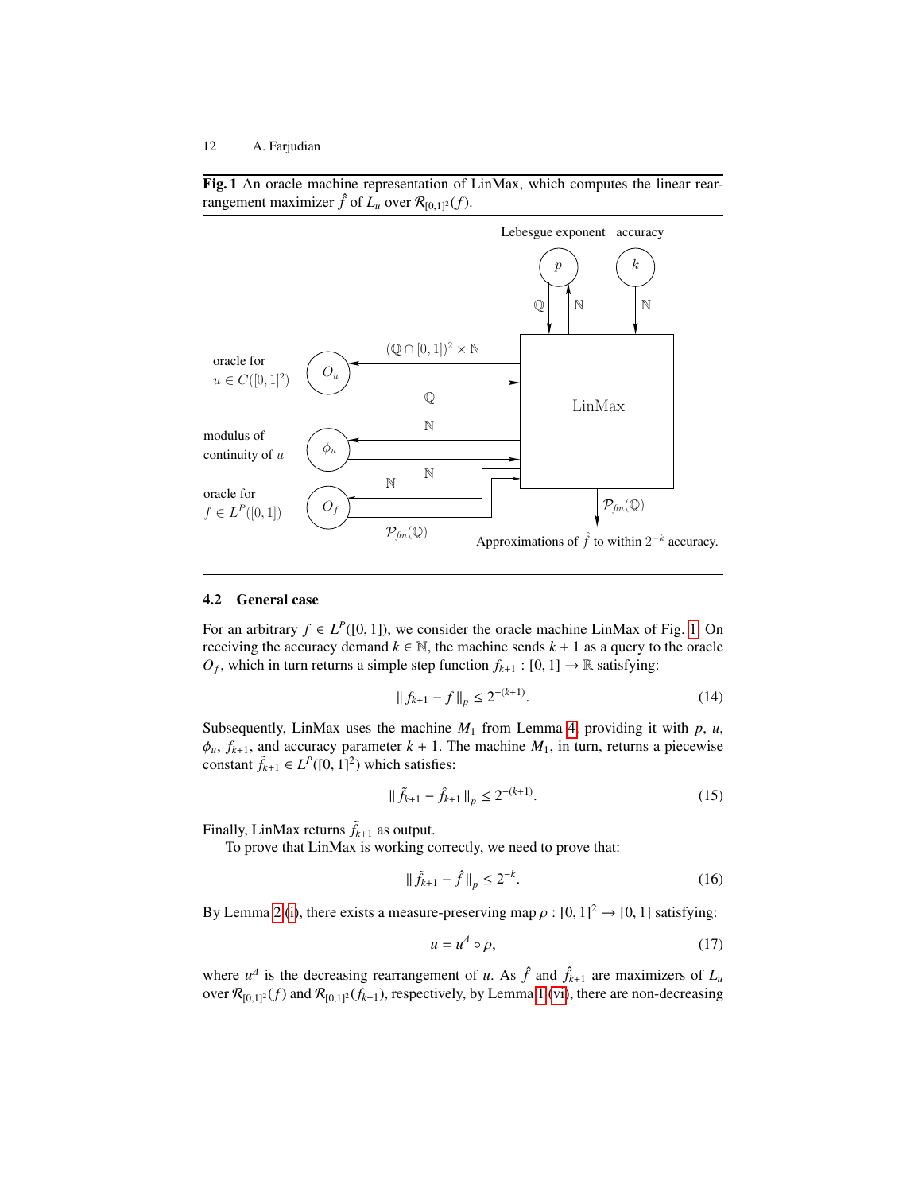**Fig. 1** An oracle machine representation of LinMax, which computes the linear rearrangement maximizer $\hat{f}$ of $L_u$ over $\mathcal{R}_{[0,1]^2}(f)$.

### 4.2 General case

For an arbitrary $f \in L^p([0, 1])$, we consider the oracle machine LinMax of Fig. 1. On receiving the accuracy demand $k \in \mathbb{N}$, the machine sends $k + 1$ as a query to the oracle $O_f$, which in turn returns a simple step function $f_{k+1} : [0, 1] \to \mathbb{R}$ satisfying:

$$\| f_{k+1} - f \|_p \leq 2^{-(k+1)}. \tag{14}$$

Subsequently, LinMax uses the machine $M_1$ from Lemma 4, providing it with $p$, $u$, $\phi_u$, $f_{k+1}$, and accuracy parameter $k + 1$. The machine $M_1$, in turn, returns a piecewise constant $\tilde{f}_{k+1} \in L^p([0, 1]^2)$ which satisfies:

$$\| \tilde{f}_{k+1} - \hat{f}_{k+1} \|_p \leq 2^{-(k+1)}. \tag{15}$$

Finally, LinMax returns $\tilde{f}_{k+1}$ as output.

To prove that LinMax is working correctly, we need to prove that:

$$\| \tilde{f}_{k+1} - \hat{f} \|_p \leq 2^{-k}. \tag{16}$$

By Lemma 2 (i), there exists a measure-preserving map $\rho : [0, 1]^2 \to [0, 1]$ satisfying:

$$u = u^{\Delta} \circ \rho, \tag{17}$$

where $u^{\Delta}$ is the decreasing rearrangement of $u$. As $\hat{f}$ and $\hat{f}_{k+1}$ are maximizers of $L_u$ over $\mathcal{R}_{[0,1]^2}(f)$ and $\mathcal{R}_{[0,1]^2}(f_{k+1})$, respectively, by Lemma 1 (vi), there are non-decreasing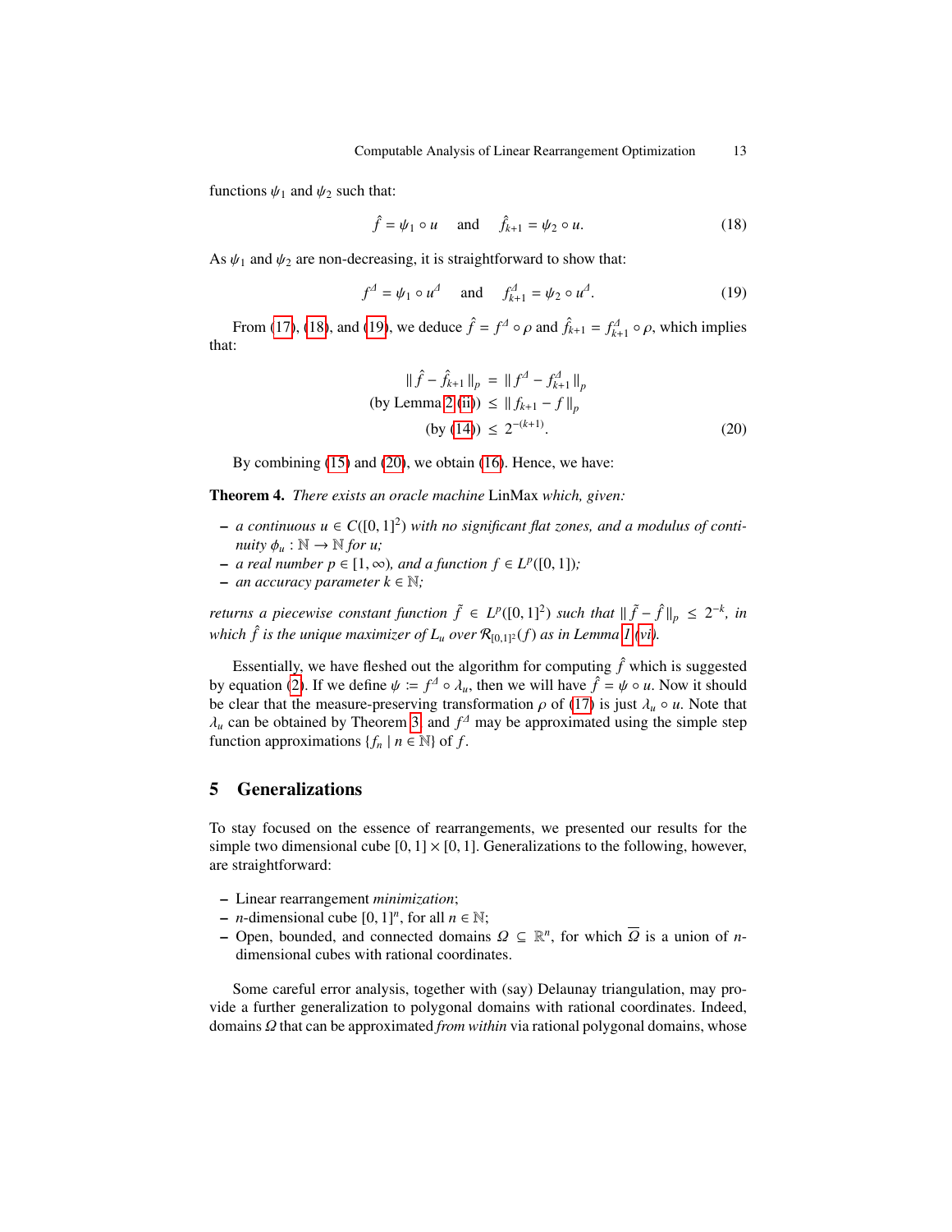functions $\psi_1$ and $\psi_2$ such that:

$$\hat{f} = \psi_1 \circ u \quad \text{and} \quad \hat{f}_{k+1} = \psi_2 \circ u. \tag{18}$$

As $\psi_1$ and $\psi_2$ are non-decreasing, it is straightforward to show that:

$$f^{\Delta} = \psi_1 \circ u^{\Delta} \quad \text{and} \quad f^{\Delta}_{k+1} = \psi_2 \circ u^{\Delta}. \tag{19}$$

From (17), (18), and (19), we deduce $\hat{f} = f^{\Delta} \circ \rho$ and $\hat{f}_{k+1} = f^{\Delta}_{k+1} \circ \rho$, which implies that:

$$\begin{aligned} \| \hat{f} - \hat{f}_{k+1} \|_p &= \| f^{\Delta} - f^{\Delta}_{k+1} \|_p \\ \text{(by Lemma 2 (ii))} &\leq \| f_{k+1} - f \|_p \\ \text{(by (14))} &\leq 2^{-(k+1)}. \end{aligned} \tag{20}$$

By combining (15) and (20), we obtain (16). Hence, we have:

**Theorem 4.** *There exists an oracle machine* LinMax *which, given:*

- *a continuous $u \in C([0,1]^2)$ with no significant flat zones, and a modulus of continuity $\phi_u : \mathbb{N} \to \mathbb{N}$ for $u$;*
- *a real number $p \in [1, \infty)$, and a function $f \in L^p([0,1])$;*
- *an accuracy parameter $k \in \mathbb{N}$;*

*returns a piecewise constant function $\tilde{f} \in L^p([0,1]^2)$ such that $\| \tilde{f} - \hat{f} \|_p \leq 2^{-k}$, in which $\hat{f}$ is the unique maximizer of $L_u$ over $\mathcal{R}_{[0,1]^2}(f)$ as in Lemma 1 (vi).*

Essentially, we have fleshed out the algorithm for computing $\hat{f}$ which is suggested by equation (2). If we define $\psi := f^{\Delta} \circ \lambda_u$, then we will have $\hat{f} = \psi \circ u$. Now it should be clear that the measure-preserving transformation $\rho$ of (17) is just $\lambda_u \circ u$. Note that $\lambda_u$ can be obtained by Theorem 3 and $f^{\Delta}$ may be approximated using the simple step function approximations $\{f_n \mid n \in \mathbb{N}\}$ of $f$.

## 5 Generalizations

To stay focused on the essence of rearrangements, we presented our results for the simple two dimensional cube $[0,1] \times [0,1]$. Generalizations to the following, however, are straightforward:

- Linear rearrangement *minimization*;
- $n$-dimensional cube $[0,1]^n$, for all $n \in \mathbb{N}$;
- Open, bounded, and connected domains $\Omega \subseteq \mathbb{R}^n$, for which $\overline{\Omega}$ is a union of $n$-dimensional cubes with rational coordinates.

Some careful error analysis, together with (say) Delaunay triangulation, may provide a further generalization to polygonal domains with rational coordinates. Indeed, domains $\Omega$ that can be approximated *from within* via rational polygonal domains, whose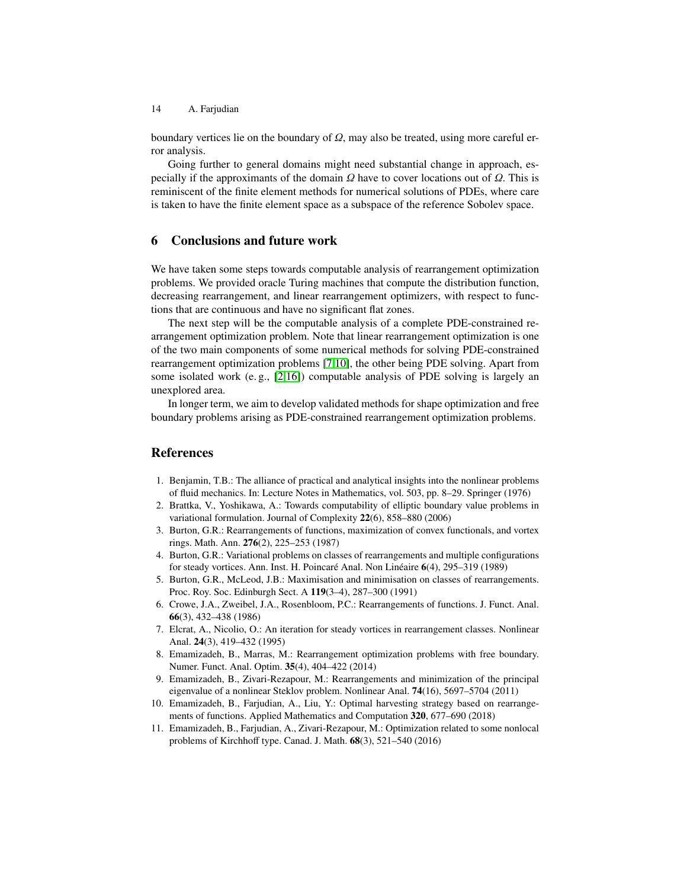boundary vertices lie on the boundary of $\Omega$, may also be treated, using more careful error analysis.

Going further to general domains might need substantial change in approach, especially if the approximants of the domain $\Omega$ have to cover locations out of $\Omega$. This is reminiscent of the finite element methods for numerical solutions of PDEs, where care is taken to have the finite element space as a subspace of the reference Sobolev space.

## 6 Conclusions and future work

We have taken some steps towards computable analysis of rearrangement optimization problems. We provided oracle Turing machines that compute the distribution function, decreasing rearrangement, and linear rearrangement optimizers, with respect to functions that are continuous and have no significant flat zones.

The next step will be the computable analysis of a complete PDE-constrained rearrangement optimization problem. Note that linear rearrangement optimization is one of the two main components of some numerical methods for solving PDE-constrained rearrangement optimization problems [7,10], the other being PDE solving. Apart from some isolated work (e. g., [2,16]) computable analysis of PDE solving is largely an unexplored area.

In longer term, we aim to develop validated methods for shape optimization and free boundary problems arising as PDE-constrained rearrangement optimization problems.

## References

1. Benjamin, T.B.: The alliance of practical and analytical insights into the nonlinear problems of fluid mechanics. In: Lecture Notes in Mathematics, vol. 503, pp. 8–29. Springer (1976)
2. Brattka, V., Yoshikawa, A.: Towards computability of elliptic boundary value problems in variational formulation. Journal of Complexity **22**(6), 858–880 (2006)
3. Burton, G.R.: Rearrangements of functions, maximization of convex functionals, and vortex rings. Math. Ann. **276**(2), 225–253 (1987)
4. Burton, G.R.: Variational problems on classes of rearrangements and multiple configurations for steady vortices. Ann. Inst. H. Poincaré Anal. Non Linéaire **6**(4), 295–319 (1989)
5. Burton, G.R., McLeod, J.B.: Maximisation and minimisation on classes of rearrangements. Proc. Roy. Soc. Edinburgh Sect. A **119**(3–4), 287–300 (1991)
6. Crowe, J.A., Zweibel, J.A., Rosenbloom, P.C.: Rearrangements of functions. J. Funct. Anal. **66**(3), 432–438 (1986)
7. Elcrat, A., Nicolio, O.: An iteration for steady vortices in rearrangement classes. Nonlinear Anal. **24**(3), 419–432 (1995)
8. Emamizadeh, B., Marras, M.: Rearrangement optimization problems with free boundary. Numer. Funct. Anal. Optim. **35**(4), 404–422 (2014)
9. Emamizadeh, B., Zivari-Rezapour, M.: Rearrangements and minimization of the principal eigenvalue of a nonlinear Steklov problem. Nonlinear Anal. **74**(16), 5697–5704 (2011)
10. Emamizadeh, B., Farjudian, A., Liu, Y.: Optimal harvesting strategy based on rearrangements of functions. Applied Mathematics and Computation **320**, 677–690 (2018)
11. Emamizadeh, B., Farjudian, A., Zivari-Rezapour, M.: Optimization related to some nonlocal problems of Kirchhoff type. Canad. J. Math. **68**(3), 521–540 (2016)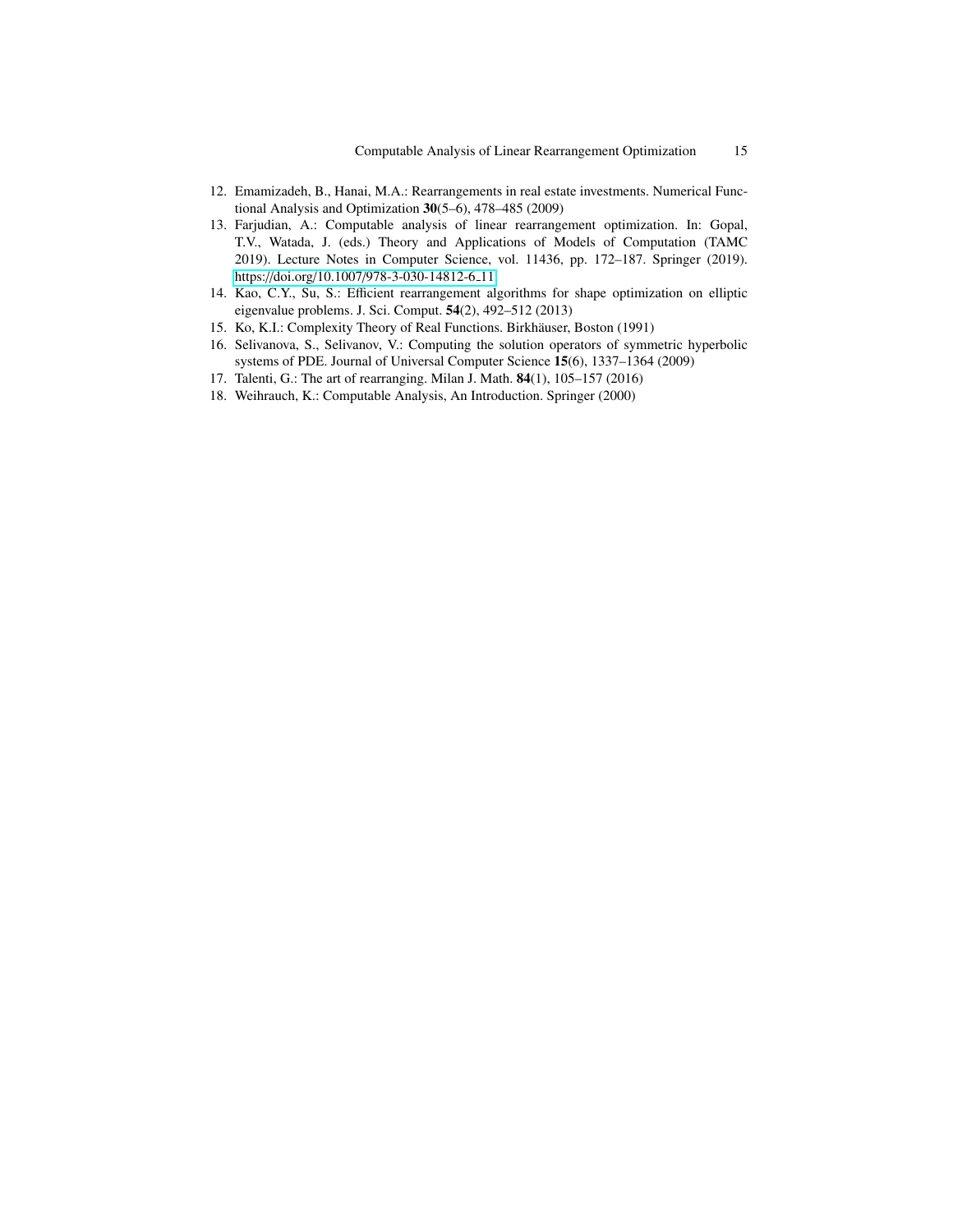12. Emamizadeh, B., Hanai, M.A.: Rearrangements in real estate investments. Numerical Functional Analysis and Optimization **30**(5–6), 478–485 (2009)
13. Farjudian, A.: Computable analysis of linear rearrangement optimization. In: Gopal, T.V., Watada, J. (eds.) Theory and Applications of Models of Computation (TAMC 2019). Lecture Notes in Computer Science, vol. 11436, pp. 172–187. Springer (2019). https://doi.org/10.1007/978-3-030-14812-6_11
14. Kao, C.Y., Su, S.: Efficient rearrangement algorithms for shape optimization on elliptic eigenvalue problems. J. Sci. Comput. **54**(2), 492–512 (2013)
15. Ko, K.I.: Complexity Theory of Real Functions. Birkhäuser, Boston (1991)
16. Selivanova, S., Selivanov, V.: Computing the solution operators of symmetric hyperbolic systems of PDE. Journal of Universal Computer Science **15**(6), 1337–1364 (2009)
17. Talenti, G.: The art of rearranging. Milan J. Math. **84**(1), 105–157 (2016)
18. Weihrauch, K.: Computable Analysis, An Introduction. Springer (2000)